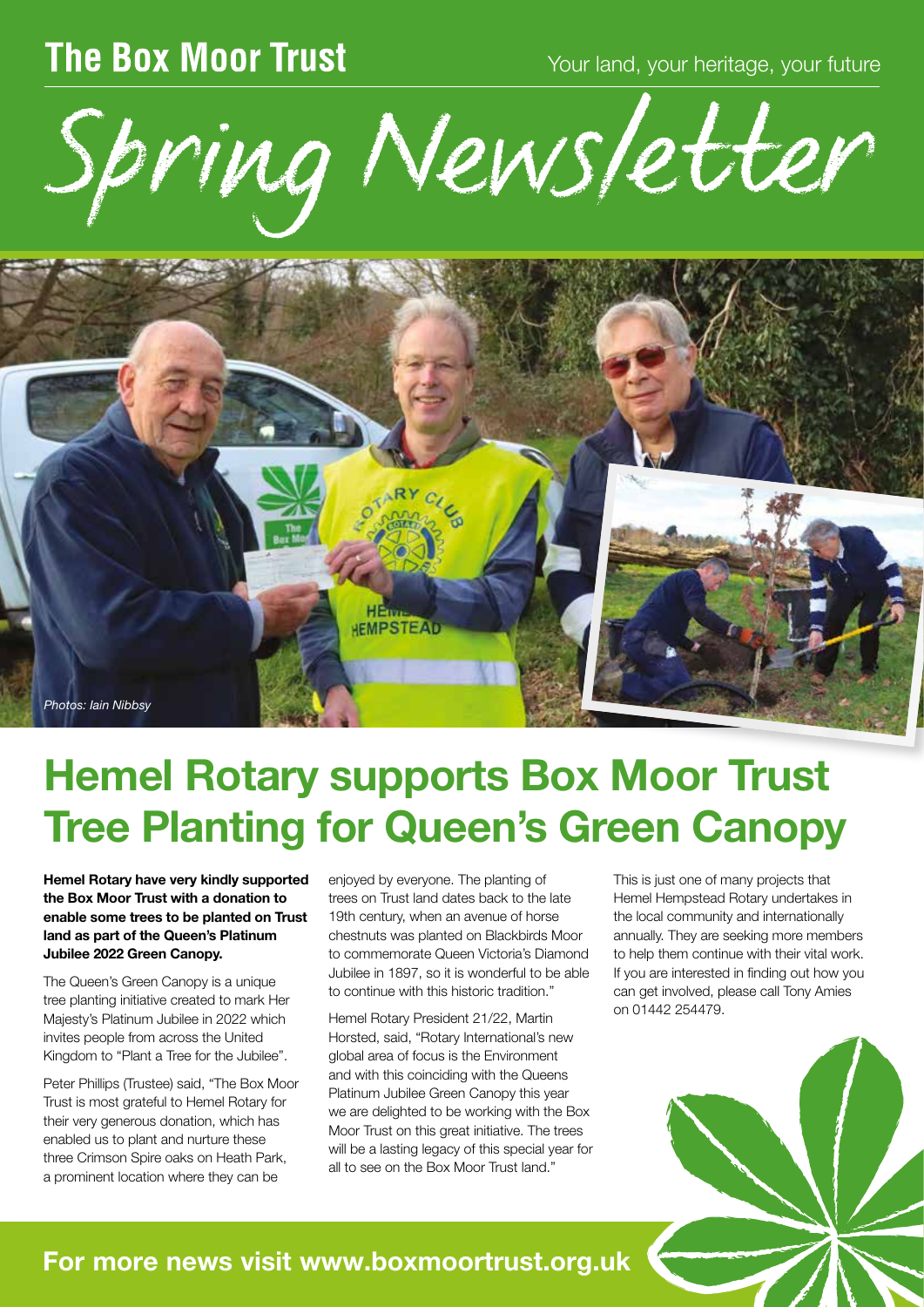**The Box Moor Trust**

Your land, your heritage, your future

# Spring Newsletter

*Photos: Iain Nibbsy*

# Hemel Rotary supports Box Moor Trust Tree Planting for Queen's Green Canopy

**Hemel Rotary have very kindly supported the Box Moor Trust with a donation to enable some trees to be planted on Trust land as part of the Queen's Platinum Jubilee 2022 Green Canopy.**

The Queen's Green Canopy is a unique tree planting initiative created to mark Her Majesty's Platinum Jubilee in 2022 which invites people from across the United Kingdom to "Plant a Tree for the Jubilee".

Peter Phillips (Trustee) said, "The Box Moor Trust is most grateful to Hemel Rotary for their very generous donation, which has enabled us to plant and nurture these three Crimson Spire oaks on Heath Park, a prominent location where they can be enjoyed by everyone. The planting of trees on Trust land dates back to the late 19th century, when an avenue of horse chestnuts was planted on Blackbirds Moor to commemorate Queen Victoria's Diamond Jubilee in 1897, so it is wonderful to be able to continue with this historic tradition."

Hemel Rotary President 21/22, Martin Horsted, said, "Rotary International's new global area of focus is the Environment and with this coinciding with the Queens Platinum Jubilee Green Canopy this year we are delighted to be working with the Box Moor Trust on this great initiative. The trees will be a lasting legacy of this special year for all to see on the Box Moor Trust land."

This is just one of many projects that Hemel Hempstead Rotary undertakes in the local community and internationally annually. They are seeking more members to help them continue with their vital work. If you are interested in finding out how you can get involved, please call Tony Amies on 01442 254479.

**For more news visit www.boxmoortrust.org.uk**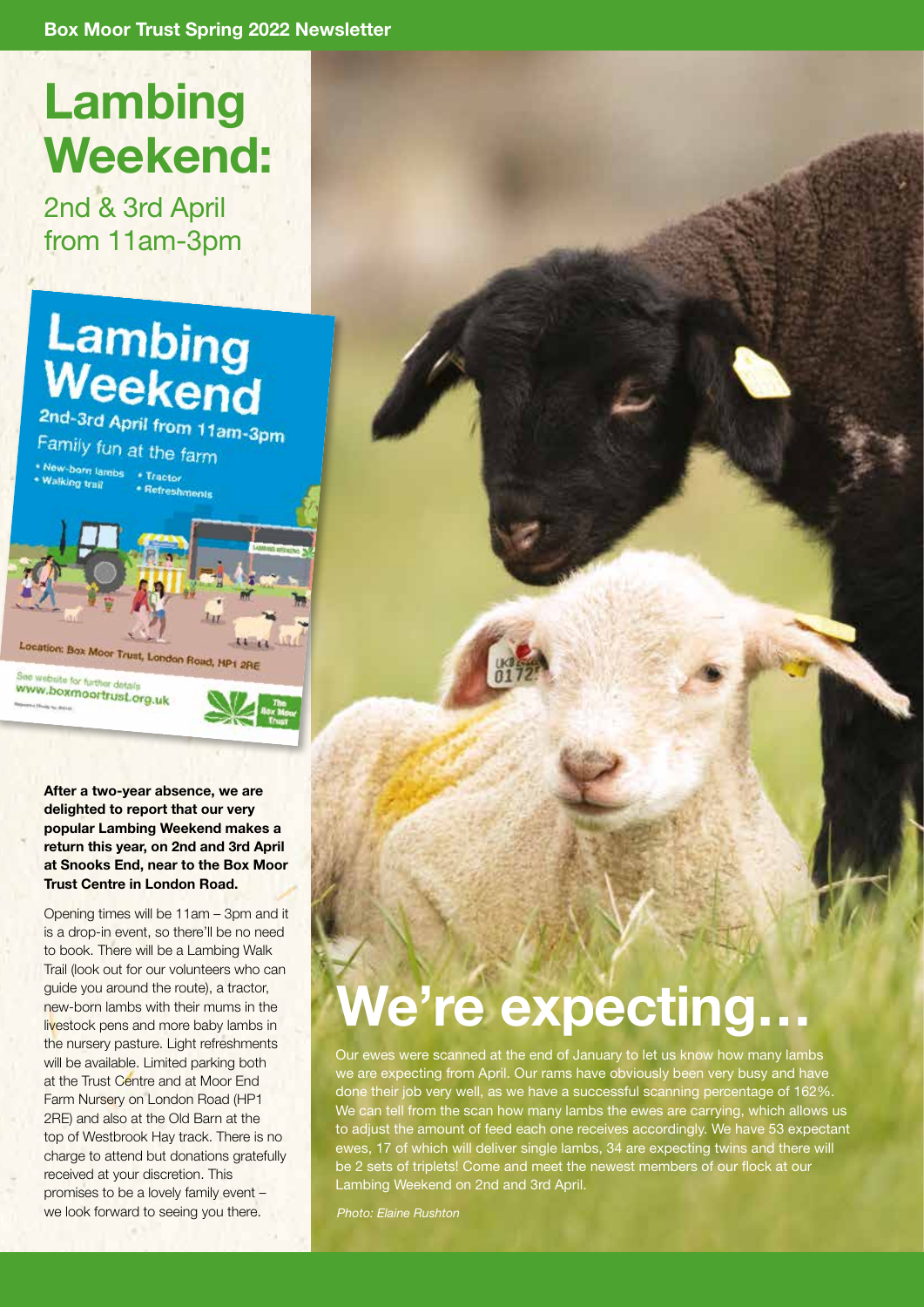# Lambing Weekend:

2nd & 3rd April from 11am-3pm

**After a two-year absence, we are delighted to report that our very popular Lambing Weekend makes a return this year, on 2nd and 3rd April at Snooks End, near to the Box Moor Trust Centre in London Road.**

Opening times will be 11am – 3pm and it is a drop-in event, so there'll be no need to book. There will be a Lambing Walk Trail (look out for our volunteers who can guide you around the route), a tractor, new-born lambs with their mums in the livestock pens and more baby lambs in the nursery pasture. Light refreshments will be available. Limited parking both at the Trust Centre and at Moor End Farm Nursery on London Road (HP1 2RE) and also at the Old Barn at the top of Westbrook Hay track. There is no charge to attend but donations gratefully received at your discretion. This promises to be a lovely family event – we look forward to seeing you there.

# We're expecting…

Our ewes were scanned at the end of January to let us know how many lambs we are expecting from April. Our rams have obviously been very busy and have done their job very well, as we have a successful scanning percentage of 162%. We can tell from the scan how many lambs the ewes are carrying, which allows us to adjust the amount of feed each one receives accordingly. We have 53 expectant ewes, 17 of which will deliver single lambs, 34 are expecting twins and there will be 2 sets of triplets! Come and meet the newest members of our flock at our Lambing Weekend on 2nd and 3rd April.

*Photo: Elaine Rushton*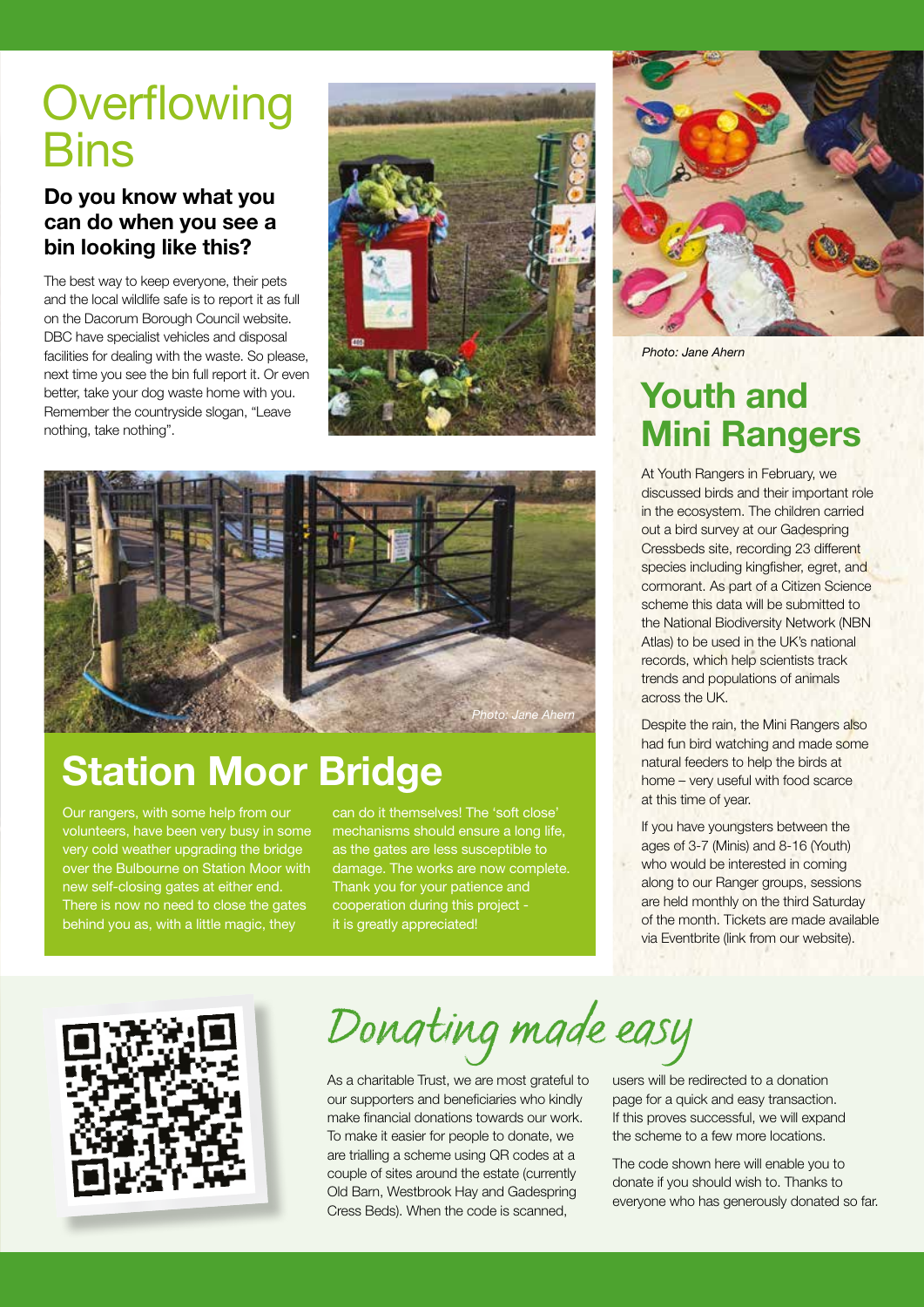# Overflowing Bins

### Do you know what you can do when you see a bin looking like this?

The best way to keep everyone, their pets and the local wildlife safe is to report it as full on the Dacorum Borough Council website. DBC have specialist vehicles and disposal facilities for dealing with the waste. So please, next time you see the bin full report it. Or even better, take your dog waste home with you. Remember the countryside slogan, "Leave nothing, take nothing".

*Photo: Jane Ahern*

# Station Moor Bridge

Our rangers, with some help from our volunteers, have been very busy in some very cold weather upgrading the bridge over the Bulbourne on Station Moor with new self-closing gates at either end. There is now no need to close the gates behind you as, with a little magic, they can do it themselves! The 'soft close' mechanisms should ensure a long life, as the gates are less susceptible to damage. The works are now complete. Thank you for your patience and cooperation during this project - it is greatly appreciated!

*Photo: Jane Ahern*

# Youth and Mini Rangers

At Youth Rangers in February, we discussed birds and their important role in the ecosystem. The children carried out a bird survey at our Gadespring Cressbeds site, recording 23 different species including kingfisher, egret, and cormorant. As part of a Citizen Science scheme this data will be submitted to the National Biodiversity Network (NBN Atlas) to be used in the UK's national records, which help scientists track trends and populations of animals across the UK.

Despite the rain, the Mini Rangers also had fun bird watching and made some natural feeders to help the birds at home – very useful with food scarce at this time of year.

If you have youngsters between the ages of 3-7 (Minis) and 8-16 (Youth) who would be interested in coming along to our Ranger groups, sessions are held monthly on the third Saturday of the month. Tickets are made available via Eventbrite (link from our website).

# Donating made easy

As a charitable Trust, we are most grateful to our supporters and beneficiaries who kindly make financial donations towards our work. To make it easier for people to donate, we are trialling a scheme using QR codes at a couple of sites around the estate (currently Old Barn, Westbrook Hay and Gadespring Cress Beds). When the code is scanned, users will be redirected to a donation page for a quick and easy transaction. If this proves successful, we will expand the scheme to a few more locations.

The code shown here will enable you to donate if you should wish to. Thanks to everyone who has generously donated so far.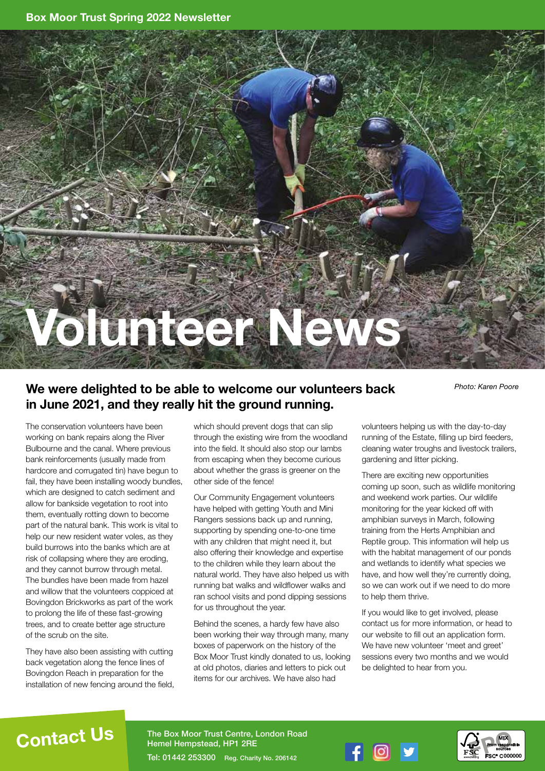# Volunteer News

*Photo: Karen Poore*

## We were delighted to be able to welcome our volunteers back in June 2021, and they really hit the ground running.

The conservation volunteers have been working on bank repairs along the River Bulbourne and the canal. Where previous bank reinforcements (usually made from hardcore and corrugated tin) have begun to fail, they have been installing woody bundles, which are designed to catch sediment and allow for bankside vegetation to root into them, eventually rotting down to become part of the natural bank. This work is vital to help our new resident water voles, as they build burrows into the banks which are at risk of collapsing where they are eroding, and they cannot burrow through metal. The bundles have been made from hazel and willow that the volunteers coppiced at Bovingdon Brickworks as part of the work to prolong the life of these fast-growing trees, and to create better age structure of the scrub on the site.

They have also been assisting with cutting back vegetation along the fence lines of Bovingdon Reach in preparation for the installation of new fencing around the field, which should prevent dogs that can slip through the existing wire from the woodland into the field. It should also stop our lambs from escaping when they become curious about whether the grass is greener on the other side of the fence!

Our Community Engagement volunteers have helped with getting Youth and Mini Rangers sessions back up and running, supporting by spending one-to-one time with any children that might need it, but also offering their knowledge and expertise to the children while they learn about the natural world. They have also helped us with running bat walks and wildflower walks and ran school visits and pond dipping sessions for us throughout the year.

Behind the scenes, a hardy few have also been working their way through many, many boxes of paperwork on the history of the Box Moor Trust kindly donated to us, looking at old photos, diaries and letters to pick out items for our archives. We have also had volunteers helping us with the day-to-day running of the Estate, filling up bird feeders, cleaning water troughs and livestock trailers, gardening and litter picking.

There are exciting new opportunities coming up soon, such as wildlife monitoring and weekend work parties. Our wildlife monitoring for the year kicked off with amphibian surveys in March, following training from the Herts Amphibian and Reptile group. This information will help us with the habitat management of our ponds and wetlands to identify what species we have, and how well they're currently doing, so we can work out if we need to do more to help them thrive.

If you would like to get involved, please contact us for more information, or head to our website to fill out an application form. We have new volunteer 'meet and greet' sessions every two months and we would be delighted to hear from you.

## Contact Us

The Box Moor Trust Centre, London Road
Hemel Hempstead, HP1 2RE

Tel: 01442 253300 Reg. Charity No. 206142